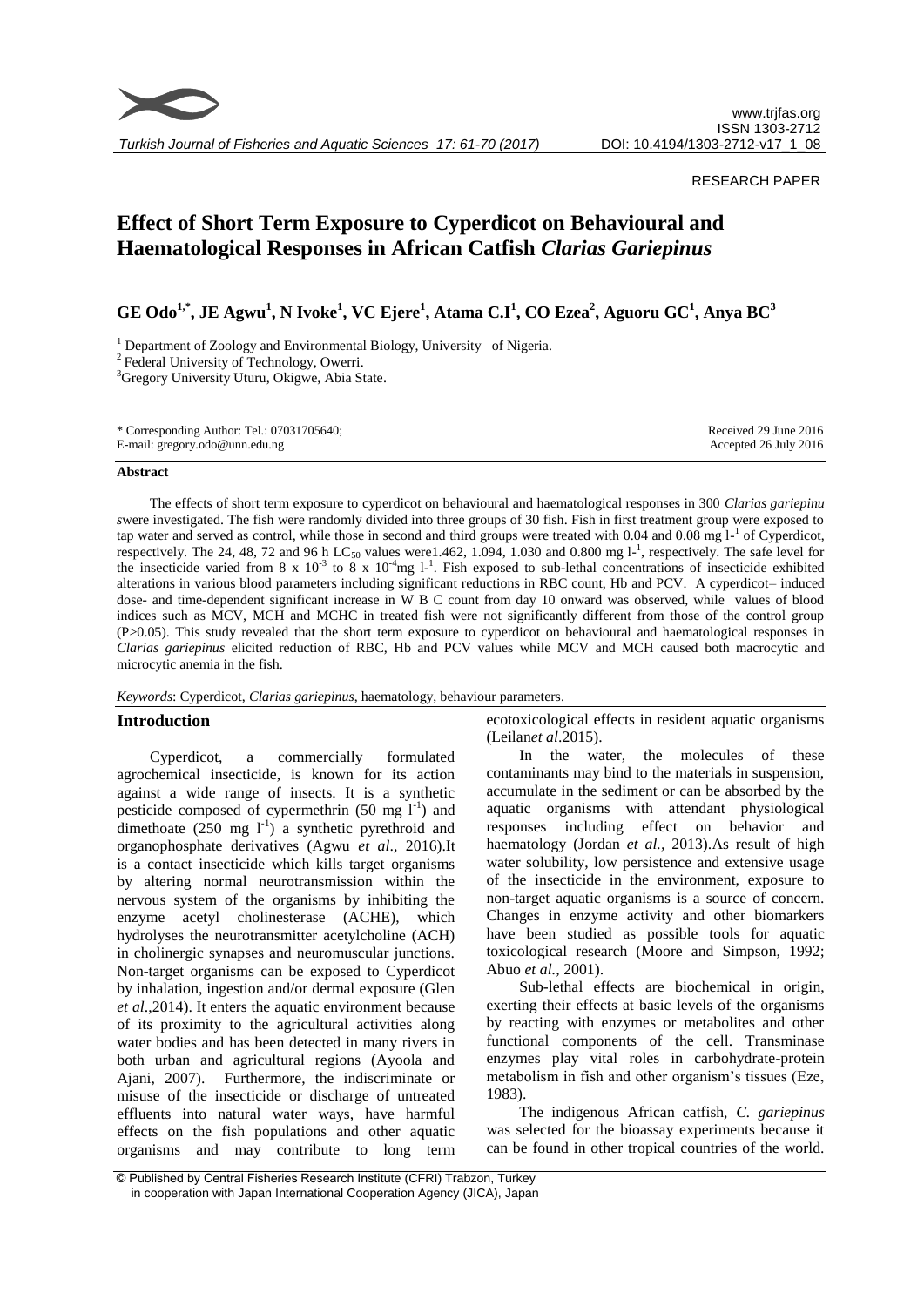RESEARCH PAPER

# Effect of Short Term Exposure to Cyperdicot on Behavioural and Haematological Responses in African Catfish *Clarias Gariepinus*

**GE Odo[1,*], JE Agwu[1], N Ivoke[1], VC Ejere[1], Atama C.I[1], CO Ezea[2], Aguoru GC[1], Anya BC[3]**

[1] Department of Zoology and Environmental Biology, University of Nigeria.
[2] Federal University of Technology, Owerri.
[3] Gregory University Uturu, Okigwe, Abia State.

\* Corresponding Author: Tel.: 07031705640;
E-mail: gregory.odo@unn.edu.ng

Received 29 June 2016
Accepted 26 July 2016

### Abstract

The effects of short term exposure to cyperdicot on behavioural and haematological responses in 300 *Clarias gariepinu s*were investigated. The fish were randomly divided into three groups of 30 fish. Fish in first treatment group were exposed to tap water and served as control, while those in second and third groups were treated with 0.04 and 0.08 mg $l^{-1}$ of Cyperdicot, respectively. The 24, 48, 72 and 96 h $LC_{50}$ values were1.462, 1.094, 1.030 and 0.800 mg $l^{-1}$, respectively. The safe level for the insecticide varied from 8 x $10^{-3}$ to 8 x $10^{-4}$mg $l^{-1}$. Fish exposed to sub-lethal concentrations of insecticide exhibited alterations in various blood parameters including significant reductions in RBC count, Hb and PCV. A cyperdicot– induced dose- and time-dependent significant increase in W B C count from day 10 onward was observed, while values of blood indices such as MCV, MCH and MCHC in treated fish were not significantly different from those of the control group (P>0.05). This study revealed that the short term exposure to cyperdicot on behavioural and haematological responses in *Clarias gariepinus* elicited reduction of RBC, Hb and PCV values while MCV and MCH caused both macrocytic and microcytic anemia in the fish.

*Keywords*: Cyperdicot, *Clarias gariepinus*, haematology, behaviour parameters.

## Introduction

Cyperdicot, a commercially formulated agrochemical insecticide, is known for its action against a wide range of insects. It is a synthetic pesticide composed of cypermethrin (50 mg $l^{-1}$) and dimethoate (250 mg $l^{-1}$) a synthetic pyrethroid and organophosphate derivatives (Agwu *et al*., 2016).It is a contact insecticide which kills target organisms by altering normal neurotransmission within the nervous system of the organisms by inhibiting the enzyme acetyl cholinesterase (ACHE), which hydrolyses the neurotransmitter acetylcholine (ACH) in cholinergic synapses and neuromuscular junctions. Non-target organisms can be exposed to Cyperdicot by inhalation, ingestion and/or dermal exposure (Glen *et al*.,2014). It enters the aquatic environment because of its proximity to the agricultural activities along water bodies and has been detected in many rivers in both urban and agricultural regions (Ayoola and Ajani, 2007). Furthermore, the indiscriminate or misuse of the insecticide or discharge of untreated effluents into natural water ways, have harmful effects on the fish populations and other aquatic organisms and may contribute to long term ecotoxicological effects in resident aquatic organisms (Leilan*et al*.2015).

In the water, the molecules of these contaminants may bind to the materials in suspension, accumulate in the sediment or can be absorbed by the aquatic organisms with attendant physiological responses including effect on behavior and haematology (Jordan *et al.*, 2013).As result of high water solubility, low persistence and extensive usage of the insecticide in the environment, exposure to non-target aquatic organisms is a source of concern. Changes in enzyme activity and other biomarkers have been studied as possible tools for aquatic toxicological research (Moore and Simpson, 1992; Abuo *et al.*, 2001).

Sub-lethal effects are biochemical in origin, exerting their effects at basic levels of the organisms by reacting with enzymes or metabolites and other functional components of the cell. Transminase enzymes play vital roles in carbohydrate-protein metabolism in fish and other organism's tissues (Eze, 1983).

The indigenous African catfish, *C. gariepinus* was selected for the bioassay experiments because it can be found in other tropical countries of the world.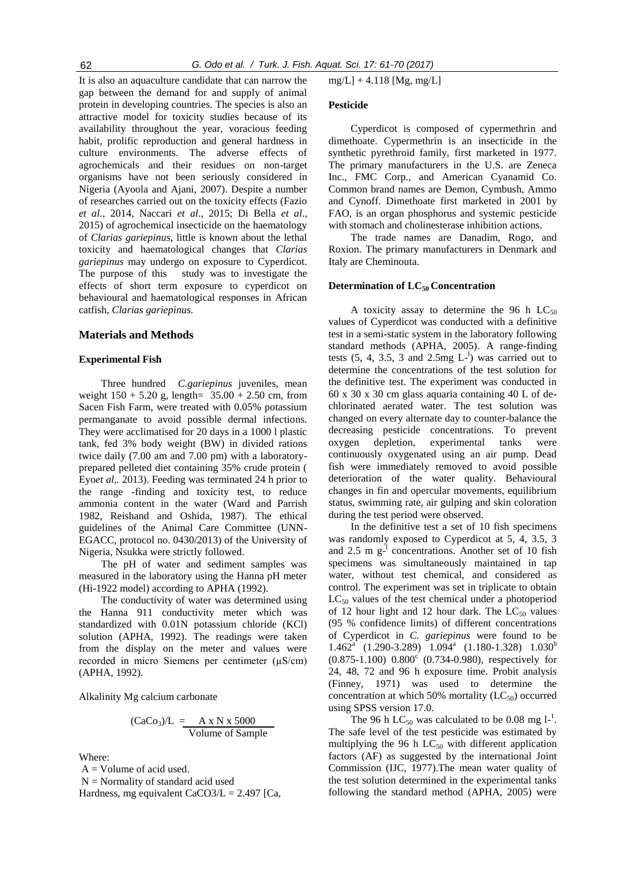It is also an aquaculture candidate that can narrow the gap between the demand for and supply of animal protein in developing countries. The species is also an attractive model for toxicity studies because of its availability throughout the year, voracious feeding habit, prolific reproduction and general hardness in culture environments. The adverse effects of agrochemicals and their residues on non-target organisms have not been seriously considered in Nigeria (Ayoola and Ajani, 2007). Despite a number of researches carried out on the toxicity effects (Fazio *et al.*, 2014, Naccari *et al*., 2015; Di Bella *et al*., 2015) of agrochemical insecticide on the haematology of *Clarias gariepinus*, little is known about the lethal toxicity and haematological changes that *Clarias gariepinus* may undergo on exposure to Cyperdicot. The purpose of this study was to investigate the effects of short term exposure to cyperdicot on behavioural and haematological responses in African catfish, *Clarias gariepinus.*

## Materials and Methods

### Experimental Fish

Three hundred *C.gariepinus* juveniles, mean weight 150 + 5.20 g, length= 35.00 + 2.50 cm, from Sacen Fish Farm, were treated with 0.05% potassium permanganate to avoid possible dermal infections. They were acclimatised for 20 days in a 1000 l plastic tank, fed 3% body weight (BW) in divided rations twice daily (7.00 am and 7.00 pm) with a laboratory-prepared pelleted diet containing 35% crude protein ( Eyo*et al*,. 2013). Feeding was terminated 24 h prior to the range -finding and toxicity test, to reduce ammonia content in the water (Ward and Parrish 1982, Reishand and Oshida, 1987). The ethical guidelines of the Animal Care Committee (UNN-EGACC, protocol no. 0430/2013) of the University of Nigeria, Nsukka were strictly followed.

The pH of water and sediment samples was measured in the laboratory using the Hanna pH meter (Hi-1922 model) according to APHA (1992).

The conductivity of water was determined using the Hanna 911 conductivity meter which was standardized with 0.01N potassium chloride (KCl) solution (APHA, 1992). The readings were taken from the display on the meter and values were recorded in micro Siemens per centimeter (μS/cm) (APHA, 1992).

Alkalinity Mg calcium carbonate

$$(CaCo_3)/L = \frac{A \times N \times 5000}{\text{Volume of Sample}}$$

Where:

A = Volume of acid used.

N = Normality of standard acid used

Hardness, mg equivalent $CaCO_3/L$ = 2.497 [Ca, mg/L] + 4.118 [Mg, mg/L]

### Pesticide

Cyperdicot is composed of cypermethrin and dimethoate. Cypermethrin is an insecticide in the synthetic pyrethroid family, first marketed in 1977. The primary manufacturers in the U.S. are Zeneca Inc., FMC Corp., and American Cyanamid Co. Common brand names are Demon, Cymbush, Ammo and Cynoff. Dimethoate first marketed in 2001 by FAO, is an organ phosphorus and systemic pesticide with stomach and cholinesterase inhibition actions.

The trade names are Danadim, Rogo, and Roxion. The primary manufacturers in Denmark and Italy are Cheminouta.

### Determination of $LC_{50}$ Concentration

A toxicity assay to determine the 96 h $LC_{50}$ values of Cyperdicot was conducted with a definitive test in a semi-static system in the laboratory following standard methods (APHA, 2005). A range-finding tests (5, 4, 3.5, 3 and 2.5mg $L^{-1}$) was carried out to determine the concentrations of the test solution for the definitive test. The experiment was conducted in 60 x 30 x 30 cm glass aquaria containing 40 L of de-chlorinated aerated water. The test solution was changed on every alternate day to counter-balance the decreasing pesticide concentrations. To prevent oxygen depletion, experimental tanks were continuously oxygenated using an air pump. Dead fish were immediately removed to avoid possible deterioration of the water quality. Behavioural changes in fin and opercular movements, equilibrium status, swimming rate, air gulping and skin coloration during the test period were observed.

In the definitive test a set of 10 fish specimens was randomly exposed to Cyperdicot at 5, 4, 3.5, 3 and 2.5 m $g^{-1}$ concentrations. Another set of 10 fish specimens was simultaneously maintained in tap water, without test chemical, and considered as control. The experiment was set in triplicate to obtain $LC_{50}$ values of the test chemical under a photoperiod of 12 hour light and 12 hour dark. The $LC_{50}$ values (95 % confidence limits) of different concentrations of Cyperdicot in *C. gariepinus* were found to be $1.462^a$ (1.290-3.289) $1.094^a$ (1.180-1.328) $1.030^b$ (0.875-1.100) $0.800^c$ (0.734-0.980), respectively for 24, 48, 72 and 96 h exposure time. Probit analysis (Finney, 1971) was used to determine the concentration at which 50% mortality ($LC_{50}$) occurred using SPSS version 17.0.

The 96 h $LC_{50}$ was calculated to be 0.08 mg $l^{-1}$. The safe level of the test pesticide was estimated by multiplying the 96 h $LC_{50}$ with different application factors (AF) as suggested by the international Joint Commission (IJC, 1977).The mean water quality of the test solution determined in the experimental tanks following the standard method (APHA, 2005) were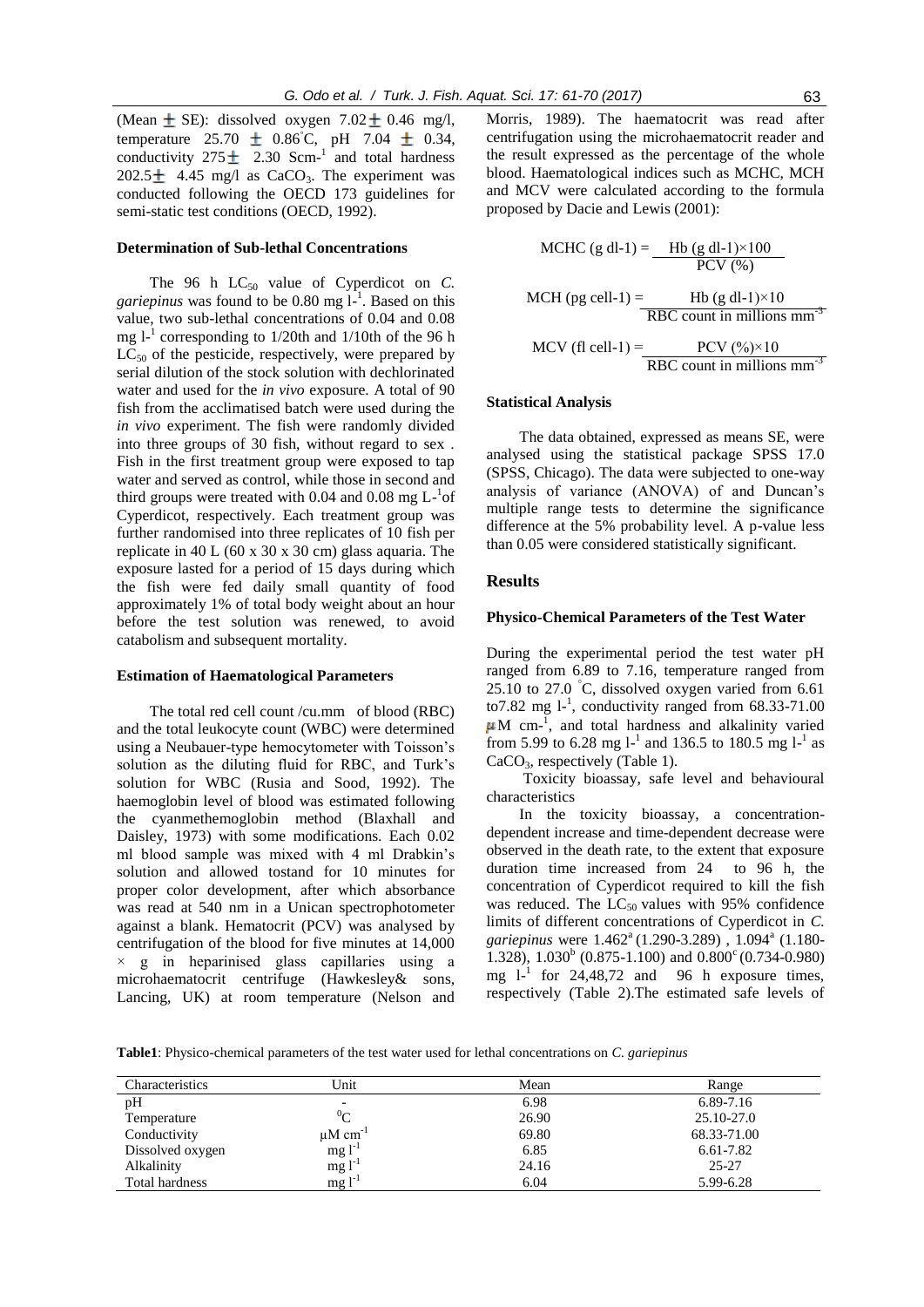(Mean ± SE): dissolved oxygen 7.02 ± 0.46 mg/l, temperature 25.70 ± 0.86°C, pH 7.04 ± 0.34, conductivity 275 ± 2.30 Scm-[1] and total hardness 202.5 ± 4.45 mg/l as $CaCO_3$. The experiment was conducted following the OECD 173 guidelines for semi-static test conditions (OECD, 1992).

### Determination of Sub-lethal Concentrations

The 96 h $LC_{50}$ value of Cyperdicot on *C. gariepinus* was found to be 0.80 mg $l^{-1}$. Based on this value, two sub-lethal concentrations of 0.04 and 0.08 mg $l^{-1}$ corresponding to 1/20th and 1/10th of the 96 h $LC_{50}$ of the pesticide, respectively, were prepared by serial dilution of the stock solution with dechlorinated water and used for the *in vivo* exposure. A total of 90 fish from the acclimatised batch were used during the *in vivo* experiment. The fish were randomly divided into three groups of 30 fish, without regard to sex . Fish in the first treatment group were exposed to tap water and served as control, while those in second and third groups were treated with 0.04 and 0.08 mg $L^{-1}$of Cyperdicot, respectively. Each treatment group was further randomised into three replicates of 10 fish per replicate in 40 L (60 x 30 x 30 cm) glass aquaria. The exposure lasted for a period of 15 days during which the fish were fed daily small quantity of food approximately 1% of total body weight about an hour before the test solution was renewed, to avoid catabolism and subsequent mortality.

### Estimation of Haematological Parameters

The total red cell count /cu.mm of blood (RBC) and the total leukocyte count (WBC) were determined using a Neubauer-type hemocytometer with Toisson's solution as the diluting fluid for RBC, and Turk's solution for WBC (Rusia and Sood, 1992). The haemoglobin level of blood was estimated following the cyanmethemoglobin method (Blaxhall and Daisley, 1973) with some modifications. Each 0.02 ml blood sample was mixed with 4 ml Drabkin's solution and allowed tostand for 10 minutes for proper color development, after which absorbance was read at 540 nm in a Unican spectrophotometer against a blank. Hematocrit (PCV) was analysed by centrifugation of the blood for five minutes at 14,000 × g in heparinised glass capillaries using a microhaematocrit centrifuge (Hawkesley& sons, Lancing, UK) at room temperature (Nelson and Morris, 1989). The haematocrit was read after centrifugation using the microhaematocrit reader and the result expressed as the percentage of the whole blood. Haematological indices such as MCHC, MCH and MCV were calculated according to the formula proposed by Dacie and Lewis (2001):

$$\text{MCHC (g dl-1)} = \frac{\text{Hb (g dl-1)} \times 100}{\text{PCV (\%)}}$$

$$\text{MCH (pg cell-1)} = \frac{\text{Hb (g dl-1)} \times 10}{\text{RBC count in millions mm}^{-3}}$$

$$\text{MCV (fl cell-1)} = \frac{\text{PCV (\%)} \times 10}{\text{RBC count in millions mm}^{-3}}$$

### Statistical Analysis

The data obtained, expressed as means SE, were analysed using the statistical package SPSS 17.0 (SPSS, Chicago). The data were subjected to one-way analysis of variance (ANOVA) of and Duncan's multiple range tests to determine the significance difference at the 5% probability level. A p-value less than 0.05 were considered statistically significant.

## Results

### Physico-Chemical Parameters of the Test Water

During the experimental period the test water pH ranged from 6.89 to 7.16, temperature ranged from 25.10 to 27.0 °C, dissolved oxygen varied from 6.61 to7.82 mg $l^{-1}$, conductivity ranged from 68.33-71.00 µM $cm^{-1}$, and total hardness and alkalinity varied from 5.99 to 6.28 mg $l^{-1}$ and 136.5 to 180.5 mg $l^{-1}$ as $CaCO_3$, respectively (Table 1).

Toxicity bioassay, safe level and behavioural characteristics

In the toxicity bioassay, a concentration-dependent increase and time-dependent decrease were observed in the death rate, to the extent that exposure duration time increased from 24 to 96 h, the concentration of Cyperdicot required to kill the fish was reduced. The $LC_{50}$ values with 95% confidence limits of different concentrations of Cyperdicot in *C. gariepinus* were 1.462[a] (1.290-3.289) , 1.094[a] (1.180-1.328), 1.030[b] (0.875-1.100) and 0.800[c] (0.734-0.980) mg $l^{-1}$ for 24,48,72 and 96 h exposure times, respectively (Table 2).The estimated safe levels of

**Table1**: Physico-chemical parameters of the test water used for lethal concentrations on *C. gariepinus*

| Characteristics | Unit | Mean | Range |
|---|---|---|---|
| pH | - | 6.98 | 6.89-7.16 |
| Temperature | °C | 26.90 | 25.10-27.0 |
| Conductivity | µM $cm^{-1}$ | 69.80 | 68.33-71.00 |
| Dissolved oxygen | mg $l^{-1}$ | 6.85 | 6.61-7.82 |
| Alkalinity | mg $l^{-1}$ | 24.16 | 25-27 |
| Total hardness | mg $l^{-1}$ | 6.04 | 5.99-6.28 |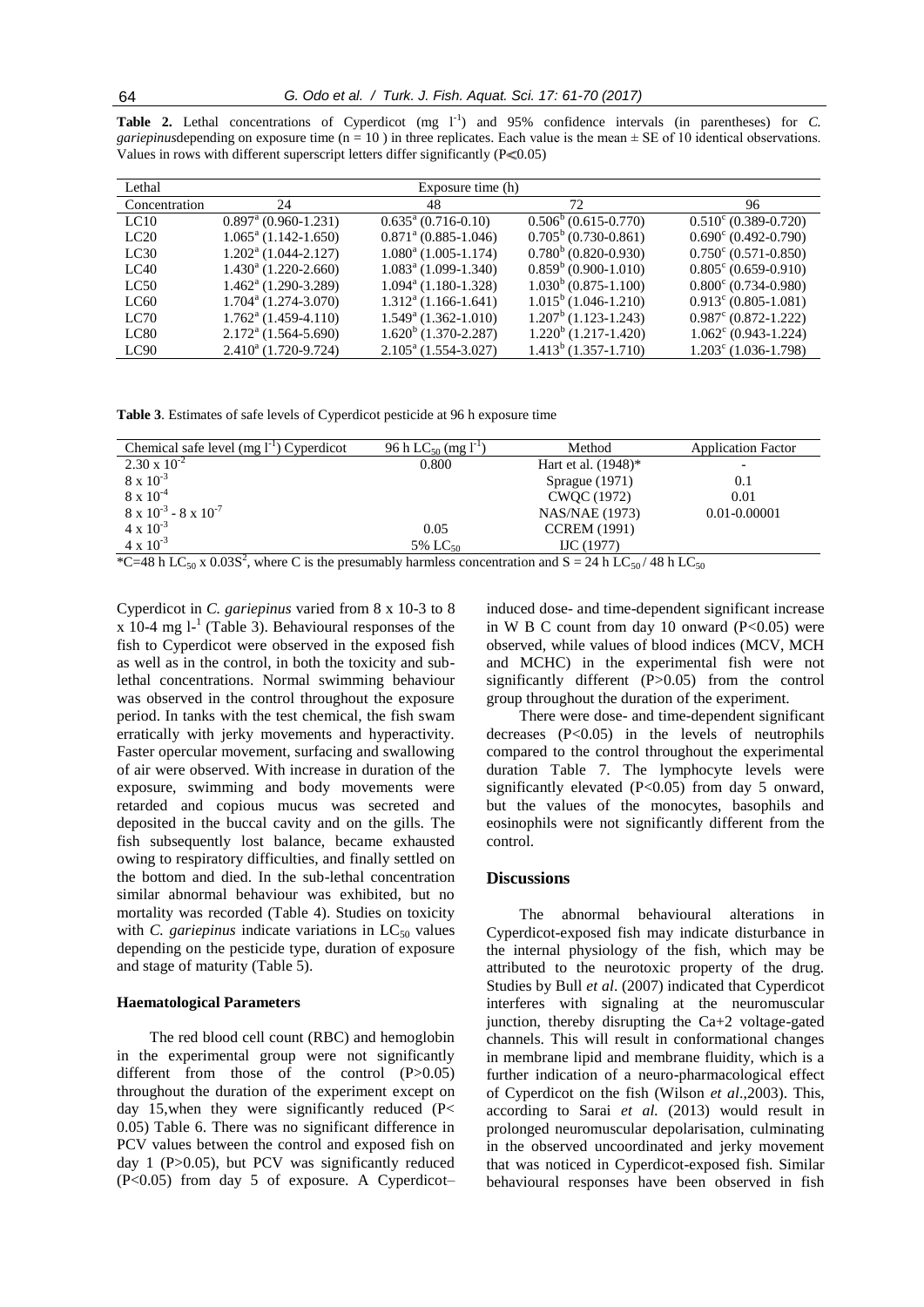**Table 2.** Lethal concentrations of Cyperdicot (mg $l^{-1}$) and 95% confidence intervals (in parentheses) for *C. gariepinus*depending on exposure time (n = 10 ) in three replicates. Each value is the mean ± SE of 10 identical observations. Values in rows with different superscript letters differ significantly (P<0.05)

| Lethal Concentration | Exposure time (h) 24 | 48 | 72 | 96 |
|---|---|---|---|---|
| LC10 | $0.897^a$ (0.960-1.231) | $0.635^a$ (0.716-0.10) | $0.506^b$ (0.615-0.770) | $0.510^c$ (0.389-0.720) |
| LC20 | $1.065^a$ (1.142-1.650) | $0.871^a$ (0.885-1.046) | $0.705^b$ (0.730-0.861) | $0.690^c$ (0.492-0.790) |
| LC30 | $1.202^a$ (1.044-2.127) | $1.080^a$ (1.005-1.174) | $0.780^b$ (0.820-0.930) | $0.750^c$ (0.571-0.850) |
| LC40 | $1.430^a$ (1.220-2.660) | $1.083^a$ (1.099-1.340) | $0.859^b$ (0.900-1.010) | $0.805^c$ (0.659-0.910) |
| LC50 | $1.462^a$ (1.290-3.289) | $1.094^a$ (1.180-1.328) | $1.030^b$ (0.875-1.100) | $0.800^c$ (0.734-0.980) |
| LC60 | $1.704^a$ (1.274-3.070) | $1.312^a$ (1.166-1.641) | $1.015^b$ (1.046-1.210) | $0.913^c$ (0.805-1.081) |
| LC70 | $1.762^a$ (1.459-4.110) | $1.549^a$ (1.362-1.010) | $1.207^b$ (1.123-1.243) | $0.987^c$ (0.872-1.222) |
| LC80 | $2.172^a$ (1.564-5.690) | $1.620^b$ (1.370-2.287) | $1.220^b$ (1.217-1.420) | $1.062^c$ (0.943-1.224) |
| LC90 | $2.410^a$ (1.720-9.724) | $2.105^a$ (1.554-3.027) | $1.413^b$ (1.357-1.710) | $1.203^c$ (1.036-1.798) |

**Table 3**. Estimates of safe levels of Cyperdicot pesticide at 96 h exposure time

| Chemical safe level (mg $l^{-1}$) Cyperdicot | 96 h $LC_{50}$ (mg $l^{-1}$) | Method | Application Factor |
|---|---|---|---|
| $2.30 \times 10^{-2}$ | 0.800 | Hart et al. (1948)* | - |
| $8 \times 10^{-3}$ | | Sprague (1971) | 0.1 |
| $8 \times 10^{-4}$ | | CWQC (1972) | 0.01 |
| $8 \times 10^{-3}$ - $8 \times 10^{-7}$ | | NAS/NAE (1973) | 0.01-0.00001 |
| $4 \times 10^{-3}$ | 0.05 | CCREM (1991) | |
| $4 \times 10^{-3}$ | 5% $LC_{50}$ | IJC (1977) | |

*C=48 h $LC_{50}$ x $0.03S^2$, where C is the presumably harmless concentration and S = 24 h $LC_{50}$ / 48 h $LC_{50}$

Cyperdicot in *C. gariepinus* varied from 8 x 10-3 to 8 x 10-4 mg $l^{-1}$ (Table 3). Behavioural responses of the fish to Cyperdicot were observed in the exposed fish as well as in the control, in both the toxicity and sub-lethal concentrations. Normal swimming behaviour was observed in the control throughout the exposure period. In tanks with the test chemical, the fish swam erratically with jerky movements and hyperactivity. Faster opercular movement, surfacing and swallowing of air were observed. With increase in duration of the exposure, swimming and body movements were retarded and copious mucus was secreted and deposited in the buccal cavity and on the gills. The fish subsequently lost balance, became exhausted owing to respiratory difficulties, and finally settled on the bottom and died. In the sub-lethal concentration similar abnormal behaviour was exhibited, but no mortality was recorded (Table 4). Studies on toxicity with *C. gariepinus* indicate variations in $LC_{50}$ values depending on the pesticide type, duration of exposure and stage of maturity (Table 5).

### Haematological Parameters

The red blood cell count (RBC) and hemoglobin in the experimental group were not significantly different from those of the control (P>0.05) throughout the duration of the experiment except on day 15,when they were significantly reduced (P< 0.05) Table 6. There was no significant difference in PCV values between the control and exposed fish on day 1 (P>0.05), but PCV was significantly reduced (P<0.05) from day 5 of exposure. A Cyperdicot–induced dose- and time-dependent significant increase in W B C count from day 10 onward (P<0.05) were observed, while values of blood indices (MCV, MCH and MCHC) in the experimental fish were not significantly different (P>0.05) from the control group throughout the duration of the experiment.

There were dose- and time-dependent significant decreases (P<0.05) in the levels of neutrophils compared to the control throughout the experimental duration Table 7. The lymphocyte levels were significantly elevated (P<0.05) from day 5 onward, but the values of the monocytes, basophils and eosinophils were not significantly different from the control.

## Discussions

The abnormal behavioural alterations in Cyperdicot-exposed fish may indicate disturbance in the internal physiology of the fish, which may be attributed to the neurotoxic property of the drug. Studies by Bull *et al*. (2007) indicated that Cyperdicot interferes with signaling at the neuromuscular junction, thereby disrupting the Ca+2 voltage-gated channels. This will result in conformational changes in membrane lipid and membrane fluidity, which is a further indication of a neuro-pharmacological effect of Cyperdicot on the fish (Wilson *et al*.,2003). This, according to Sarai *et al.* (2013) would result in prolonged neuromuscular depolarisation, culminating in the observed uncoordinated and jerky movement that was noticed in Cyperdicot-exposed fish. Similar behavioural responses have been observed in fish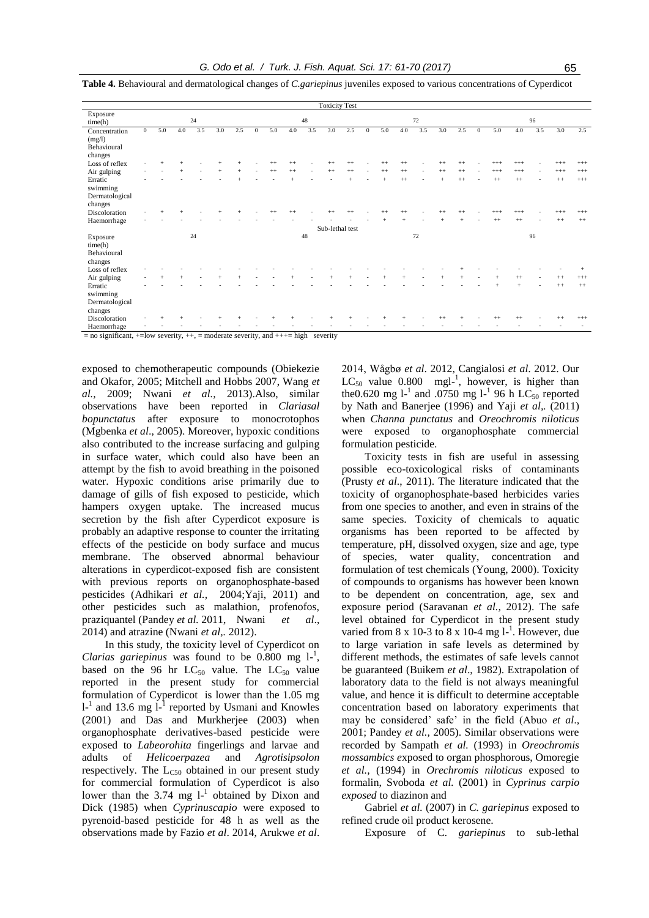**Table 4.** Behavioural and dermatological changes of *C.gariepinus* juveniles exposed to various concentrations of Cyperdicot

| | Toxicity Test | | | | | | | | | | | | | | | | | | | | | | | |
|---|---|---|---|---|---|---|---|---|---|---|---|---|---|---|---|---|---|---|---|---|---|---|---|---|
| Exposure time(h) | 24 | | | | | | 48 | | | | | | 72 | | | | | | 96 | | | | | |
| Concentration (mg/l) | 0 | 5.0 | 4.0 | 3.5 | 3.0 | 2.5 | 0 | 5.0 | 4.0 | 3.5 | 3.0 | 2.5 | 0 | 5.0 | 4.0 | 3.5 | 3.0 | 2.5 | 0 | 5.0 | 4.0 | 3.5 | 3.0 | 2.5 |
| **Behavioural changes** | | | | | | | | | | | | | | | | | | | | | | | | |
| Loss of reflex | - | + | + | - | + | + | - | ++ | ++ | - | ++ | ++ | - | ++ | ++ | - | ++ | ++ | - | +++ | +++ | - | +++ | +++ |
| Air gulping | - | - | + | - | + | + | - | ++ | ++ | - | ++ | ++ | - | ++ | ++ | - | ++ | ++ | - | +++ | +++ | - | +++ | +++ |
| Erratic swimming | - | - | - | - | - | + | - | - | + | - | - | + | - | + | ++ | - | + | ++ | - | ++ | ++ | - | ++ | +++ |
| **Dermatological changes** | | | | | | | | | | | | | | | | | | | | | | | | |
| Discoloration | - | + | + | - | + | + | - | ++ | ++ | - | ++ | ++ | - | ++ | ++ | - | ++ | ++ | - | +++ | +++ | - | +++ | +++ |
| Haemorrhage | - | - | - | - | - | - | - | - | - | - | - | - | - | + | + | - | + | + | - | ++ | ++ | - | ++ | ++ |
| | Sub-lethal test | | | | | | | | | | | | | | | | | | | | | | | |
| Exposure time(h) | 24 | | | | | | 48 | | | | | | 72 | | | | | | 96 | | | | | |
| **Behavioural changes** | | | | | | | | | | | | | | | | | | | | | | | | |
| Loss of reflex | - | - | - | - | - | - | - | - | - | - | - | - | - | - | - | - | - | + | - | - | - | - | - | + |
| Air gulping | - | + | + | - | + | + | - | - | + | - | + | + | - | + | + | - | + | + | - | + | ++ | - | ++ | +++ |
| Erratic swimming | - | - | - | - | - | - | - | - | - | - | - | - | - | - | - | - | - | - | - | + | + | - | ++ | ++ |
| **Dermatological changes** | | | | | | | | | | | | | | | | | | | | | | | | |
| Discoloration | - | + | + | - | + | + | - | + | + | - | + | + | - | + | + | - | ++ | + | - | ++ | ++ | - | ++ | +++ |
| Haemorrhage | - | - | - | - | - | - | - | - | - | - | - | - | - | - | - | - | - | - | - | - | - | - | - | - |

= no significant, += low severity, ++, = moderate severity, and +++= high severity

exposed to chemotherapeutic compounds (Obiekezie and Okafor, 2005; Mitchell and Hobbs 2007, Wang *et al.,* 2009; Nwani *et al.,* 2013).Also, similar observations have been reported in *Clariasal bopunctatus* after exposure to monocrotophos (Mgbenka *et al*., 2005). Moreover, hypoxic conditions also contributed to the increase surfacing and gulping in surface water, which could also have been an attempt by the fish to avoid breathing in the poisoned water. Hypoxic conditions arise primarily due to damage of gills of fish exposed to pesticide, which hampers oxygen uptake. The increased mucus secretion by the fish after Cyperdicot exposure is probably an adaptive response to counter the irritating effects of the pesticide on body surface and mucus membrane. The observed abnormal behaviour alterations in cyperdicot-exposed fish are consistent with previous reports on organophosphate-based pesticides (Adhikari *et al.,* 2004;Yaji, 2011) and other pesticides such as malathion, profenofos, praziquantel (Pandey *et al.* 2011, Nwani *et al*., 2014) and atrazine (Nwani *et al*,. 2012).

In this study, the toxicity level of Cyperdicot on *Clarias gariepinus* was found to be 0.800 mg $l^{-1}$, based on the 96 hr $LC_{50}$ value. The $LC_{50}$ value reported in the present study for commercial formulation of Cyperdicot is lower than the 1.05 mg $l^{-1}$ and 13.6 mg $l^{-1}$ reported by Usmani and Knowles (2001) and Das and Murkherjee (2003) when organophosphate derivatives-based pesticide were exposed to *Labeorohita* fingerlings and larvae and adults of *Helicoerpazea* and *Agrotisipsolon* respectively. The $L_{C50}$ obtained in our present study for commercial formulation of Cyperdicot is also lower than the 3.74 mg $l^{-1}$ obtained by Dixon and Dick (1985) when *Cyprinuscapio* were exposed to pyrenoid-based pesticide for 48 h as well as the observations made by Fazio *et al*. 2014, Arukwe *et al*. 2014, Wågbø *et al*. 2012, Cangialosi *et al*. 2012. Our $LC_{50}$ value 0.800 mgl-$^{1}$, however, is higher than the0.620 mg $l^{-1}$ and .0750 mg $l^{-1}$ 96 h $LC_{50}$ reported by Nath and Banerjee (1996) and Yaji *et al*,. (2011) when *Channa punctatus* and *Oreochromis niloticus* were exposed to organophosphate commercial formulation pesticide.

Toxicity tests in fish are useful in assessing possible eco-toxicological risks of contaminants (Prusty *et al*., 2011). The literature indicated that the toxicity of organophosphate-based herbicides varies from one species to another, and even in strains of the same species. Toxicity of chemicals to aquatic organisms has been reported to be affected by temperature, pH, dissolved oxygen, size and age, type of species, water quality, concentration and formulation of test chemicals (Young, 2000). Toxicity of compounds to organisms has however been known to be dependent on concentration, age, sex and exposure period (Saravanan *et al.*, 2012). The safe level obtained for Cyperdicot in the present study varied from 8 x 10-3 to 8 x 10-4 mg $l^{-1}$. However, due to large variation in safe levels as determined by different methods, the estimates of safe levels cannot be guaranteed (Buikem *et al*., 1982). Extrapolation of laboratory data to the field is not always meaningful value, and hence it is difficult to determine acceptable concentration based on laboratory experiments that may be considered' safe' in the field (Abuo *et al*., 2001; Pandey *et al.,* 2005). Similar observations were recorded by Sampath *et al.* (1993) in *Oreochromis mossambics e*xposed to organ phosphorous, Omoregie *et al.,* (1994) in *Orechromis niloticus* exposed to formalin, Svoboda *et al.* (2001) in *Cyprinus carpio exposed* to diazinon and

Gabriel *et al.* (2007) in *C. gariepinus* exposed to refined crude oil product kerosene.

Exposure of C. *gariepinus* to sub-lethal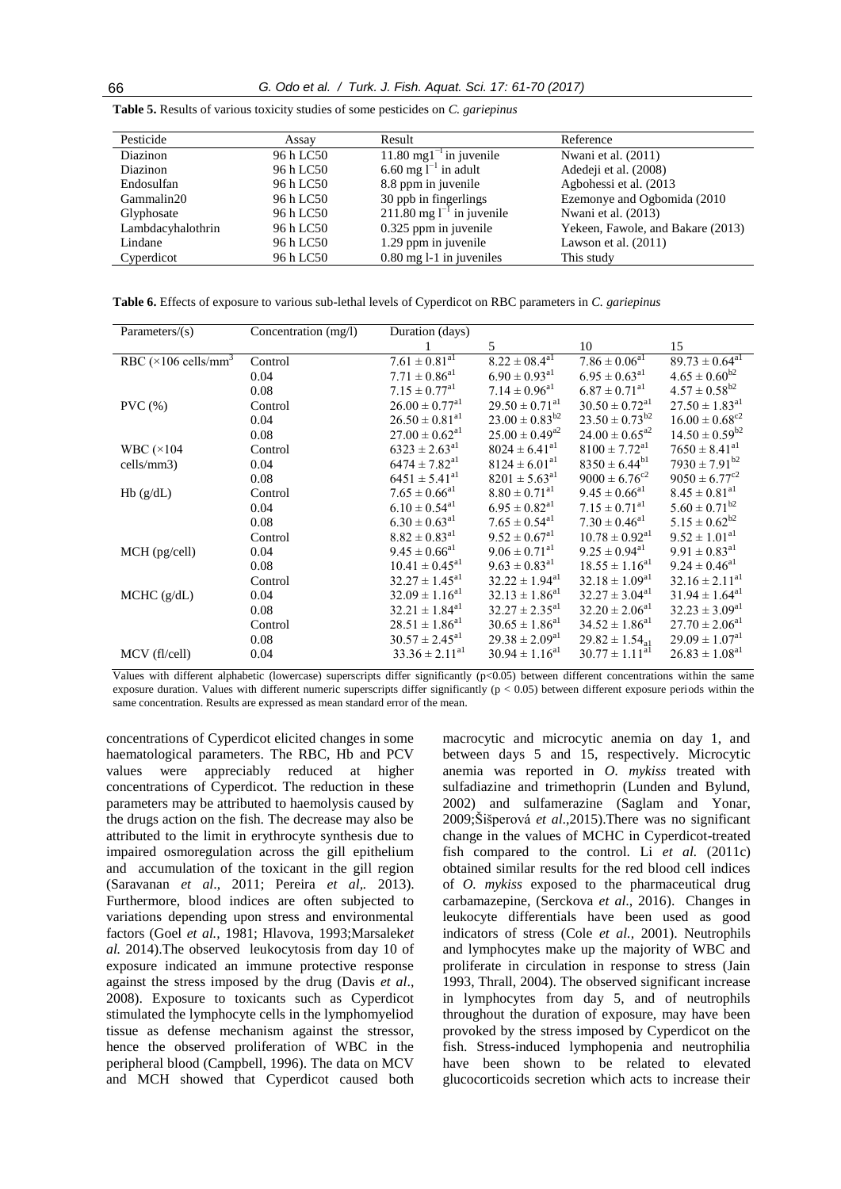**Table 5.** Results of various toxicity studies of some pesticides on *C. gariepinus*

| Pesticide | Assay | Result | Reference |
|---|---|---|---|
| Diazinon | 96 h LC50 | 11.80 $mg l^{-1}$ in juvenile | Nwani et al. (2011) |
| Diazinon | 96 h LC50 | 6.60 $mg l^{-1}$ in adult | Adedeji et al. (2008) |
| Endosulfan | 96 h LC50 | 8.8 ppm in juvenile | Agbohessi et al. (2013 |
| Gammalin20 | 96 h LC50 | 30 ppb in fingerlings | Ezemonye and Ogbomida (2010 |
| Glyphosate | 96 h LC50 | 211.80 $mg l^{-1}$ in juvenile | Nwani et al. (2013) |
| Lambdacyhalothrin | 96 h LC50 | 0.325 ppm in juvenile | Yekeen, Fawole, and Bakare (2013) |
| Lindane | 96 h LC50 | 1.29 ppm in juvenile | Lawson et al. (2011) |
| Cyperdicot | 96 h LC50 | 0.80 mg l-1 in juveniles | This study |

**Table 6.** Effects of exposure to various sub-lethal levels of Cyperdicot on RBC parameters in *C. gariepinus*

| Parameters/(s) | Concentration (mg/l) | Duration (days) | | | |
|---|---|---|---|---|---|
| | | 1 | 5 | 10 | 15 |
| RBC ($\times$106 cells/$mm^3$ | Control | $7.61 \pm 0.81^{a1}$ | $8.22 \pm 08.4^{a1}$ | $7.86 \pm 0.06^{a1}$ | $89.73 \pm 0.64^{a1}$ |
| | 0.04 | $7.71 \pm 0.86^{a1}$ | $6.90 \pm 0.93^{a1}$ | $6.95 \pm 0.63^{a1}$ | $4.65 \pm 0.60^{b2}$ |
| | 0.08 | $7.15 \pm 0.77^{a1}$ | $7.14 \pm 0.96^{a1}$ | $6.87 \pm 0.71^{a1}$ | $4.57 \pm 0.58^{b2}$ |
| PVC (%) | Control | $26.00 \pm 0.77^{a1}$ | $29.50 \pm 0.71^{a1}$ | $30.50 \pm 0.72^{a1}$ | $27.50 \pm 1.83^{a1}$ |
| | 0.04 | $26.50 \pm 0.81^{a1}$ | $23.00 \pm 0.83^{b2}$ | $23.50 \pm 0.73^{b2}$ | $16.00 \pm 0.68^{c2}$ |
| | 0.08 | $27.00 \pm 0.62^{a1}$ | $25.00 \pm 0.49^{a2}$ | $24.00 \pm 0.65^{a2}$ | $14.50 \pm 0.59^{b2}$ |
| WBC ($\times$104 cells/mm3) | Control | $6323 \pm 2.63^{a1}$ | $8024 \pm 6.41^{a1}$ | $8100 \pm 7.72^{a1}$ | $7650 \pm 8.41^{a1}$ |
| | 0.04 | $6474 \pm 7.82^{a1}$ | $8124 \pm 6.01^{a1}$ | $8350 \pm 6.44^{b1}$ | $7930 \pm 7.91^{b2}$ |
| | 0.08 | $6451 \pm 5.41^{a1}$ | $8201 \pm 5.63^{a1}$ | $9000 \pm 6.76^{c2}$ | $9050 \pm 6.77^{c2}$ |
| Hb (g/dL) | Control | $7.65 \pm 0.66^{a1}$ | $8.80 \pm 0.71^{a1}$ | $9.45 \pm 0.66^{a1}$ | $8.45 \pm 0.81^{a1}$ |
| | 0.04 | $6.10 \pm 0.54^{a1}$ | $6.95 \pm 0.82^{a1}$ | $7.15 \pm 0.71^{a1}$ | $5.60 \pm 0.71^{b2}$ |
| | 0.08 | $6.30 \pm 0.63^{a1}$ | $7.65 \pm 0.54^{a1}$ | $7.30 \pm 0.46^{a1}$ | $5.15 \pm 0.62^{b2}$ |
| | Control | $8.82 \pm 0.83^{a1}$ | $9.52 \pm 0.67^{a1}$ | $10.78 \pm 0.92^{a1}$ | $9.52 \pm 1.01^{a1}$ |
| MCH (pg/cell) | 0.04 | $9.45 \pm 0.66^{a1}$ | $9.06 \pm 0.71^{a1}$ | $9.25 \pm 0.94^{a1}$ | $9.91 \pm 0.83^{a1}$ |
| | 0.08 | $10.41 \pm 0.45^{a1}$ | $9.63 \pm 0.83^{a1}$ | $18.55 \pm 1.16^{a1}$ | $9.24 \pm 0.46^{a1}$ |
| | Control | $32.27 \pm 1.45^{a1}$ | $32.22 \pm 1.94^{a1}$ | $32.18 \pm 1.09^{a1}$ | $32.16 \pm 2.11^{a1}$ |
| MCHC (g/dL) | 0.04 | $32.09 \pm 1.16^{a1}$ | $32.13 \pm 1.86^{a1}$ | $32.27 \pm 3.04^{a1}$ | $31.94 \pm 1.64^{a1}$ |
| | 0.08 | $32.21 \pm 1.84^{a1}$ | $32.27 \pm 2.35^{a1}$ | $32.20 \pm 2.06^{a1}$ | $32.23 \pm 3.09^{a1}$ |
| | Control | $28.51 \pm 1.86^{a1}$ | $30.65 \pm 1.86^{a1}$ | $34.52 \pm 1.86^{a1}$ | $27.70 \pm 2.06^{a1}$ |
| | 0.08 | $30.57 \pm 2.45^{a1}$ | $29.38 \pm 2.09^{a1}$ | $29.82 \pm 1.54_{a1}$ | $29.09 \pm 1.07^{a1}$ |
| MCV (fl/cell) | 0.04 | $33.36 \pm 2.11^{a1}$ | $30.94 \pm 1.16^{a1}$ | $30.77 \pm 1.11^{a1}$ | $26.83 \pm 1.08^{a1}$ |

Values with different alphabetic (lowercase) superscripts differ significantly ($p<0.05$) between different concentrations within the same exposure duration. Values with different numeric superscripts differ significantly ($p < 0.05$) between different exposure periods within the same concentration. Results are expressed as mean standard error of the mean.

concentrations of Cyperdicot elicited changes in some haematological parameters. The RBC, Hb and PCV values were appreciably reduced at higher concentrations of Cyperdicot. The reduction in these parameters may be attributed to haemolysis caused by the drugs action on the fish. The decrease may also be attributed to the limit in erythrocyte synthesis due to impaired osmoregulation across the gill epithelium and accumulation of the toxicant in the gill region (Saravanan *et al*., 2011; Pereira *et al*,. 2013). Furthermore, blood indices are often subjected to variations depending upon stress and environmental factors (Goel *et al.,* 1981; Hlavova, 1993;Marsalek*et al.* 2014).The observed leukocytosis from day 10 of exposure indicated an immune protective response against the stress imposed by the drug (Davis *et al*., 2008). Exposure to toxicants such as Cyperdicot stimulated the lymphocyte cells in the lymphomyeliod tissue as defense mechanism against the stressor, hence the observed proliferation of WBC in the peripheral blood (Campbell, 1996). The data on MCV and MCH showed that Cyperdicot caused both macrocytic and microcytic anemia on day 1, and between days 5 and 15, respectively. Microcytic anemia was reported in *O. mykiss* treated with sulfadiazine and trimethoprin (Lunden and Bylund, 2002) and sulfamerazine (Saglam and Yonar, 2009;Šišperová *et al*.,2015).There was no significant change in the values of MCHC in Cyperdicot-treated fish compared to the control. Li *et al.* (2011c) obtained similar results for the red blood cell indices of *O. mykiss* exposed to the pharmaceutical drug carbamazepine, (Serckova *et al*., 2016). Changes in leukocyte differentials have been used as good indicators of stress (Cole *et al.*, 2001). Neutrophils and lymphocytes make up the majority of WBC and proliferate in circulation in response to stress (Jain 1993, Thrall, 2004). The observed significant increase in lymphocytes from day 5, and of neutrophils throughout the duration of exposure, may have been provoked by the stress imposed by Cyperdicot on the fish. Stress-induced lymphopenia and neutrophilia have been shown to be related to elevated glucocorticoids secretion which acts to increase their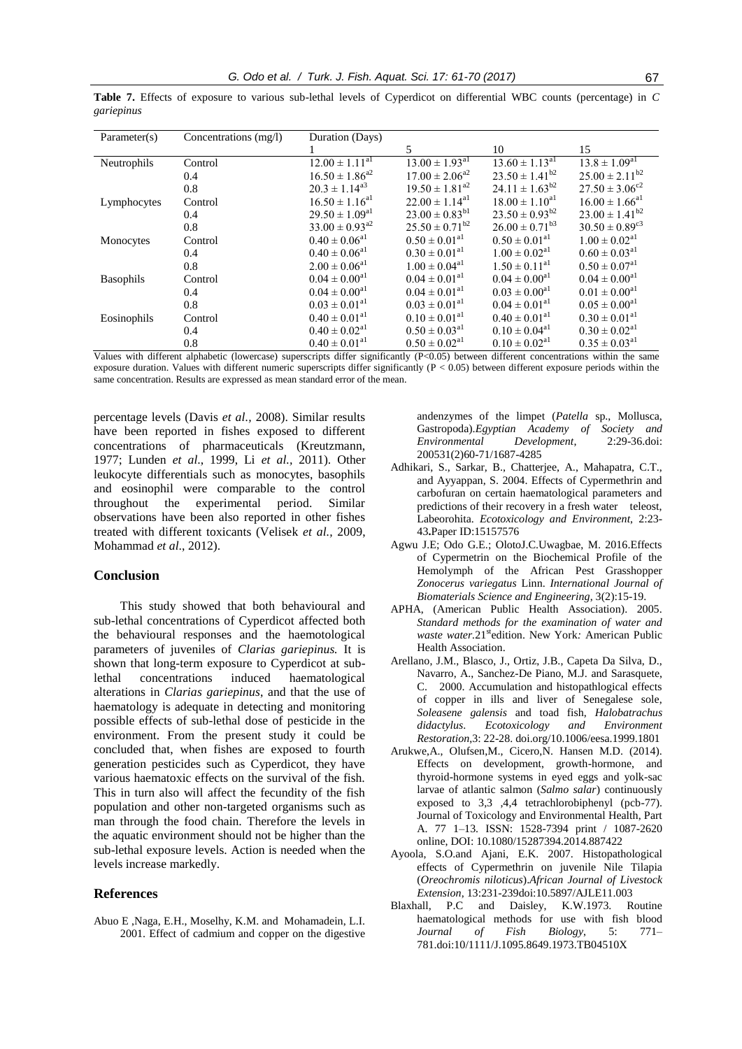**Table 7.** Effects of exposure to various sub-lethal levels of Cyperdicot on differential WBC counts (percentage) in *C gariepinus*

| Parameter(s) | Concentrations (mg/l) | Duration (Days) | | | |
|---|---|---|---|---|---|
| | | 1 | 5 | 10 | 15 |
| Neutrophils | Control | $12.00 \pm 1.11^{a1}$ | $13.00 \pm 1.93^{a1}$ | $13.60 \pm 1.13^{a1}$ | $13.8 \pm 1.09^{a1}$ |
| | 0.4 | $16.50 \pm 1.86^{a2}$ | $17.00 \pm 2.06^{a2}$ | $23.50 \pm 1.41^{b2}$ | $25.00 \pm 2.11^{b2}$ |
| | 0.8 | $20.3 \pm 1.14^{a3}$ | $19.50 \pm 1.81^{a2}$ | $24.11 \pm 1.63^{b2}$ | $27.50 \pm 3.06^{c2}$ |
| Lymphocytes | Control | $16.50 \pm 1.16^{a1}$ | $22.00 \pm 1.14^{a1}$ | $18.00 \pm 1.10^{a1}$ | $16.00 \pm 1.66^{a1}$ |
| | 0.4 | $29.50 \pm 1.09^{a1}$ | $23.00 \pm 0.83^{b1}$ | $23.50 \pm 0.93^{b2}$ | $23.00 \pm 1.41^{b2}$ |
| | 0.8 | $33.00 \pm 0.93^{a2}$ | $25.50 \pm 0.71^{b2}$ | $26.00 \pm 0.71^{b3}$ | $30.50 \pm 0.89^{c3}$ |
| Monocytes | Control | $0.40 \pm 0.06^{a1}$ | $0.50 \pm 0.01^{a1}$ | $0.50 \pm 0.01^{a1}$ | $1.00 \pm 0.02^{a1}$ |
| | 0.4 | $0.40 \pm 0.06^{a1}$ | $0.30 \pm 0.01^{a1}$ | $1.00 \pm 0.02^{a1}$ | $0.60 \pm 0.03^{a1}$ |
| | 0.8 | $2.00 \pm 0.06^{a1}$ | $1.00 \pm 0.04^{a1}$ | $1.50 \pm 0.11^{a1}$ | $0.50 \pm 0.07^{a1}$ |
| Basophils | Control | $0.04 \pm 0.00^{a1}$ | $0.04 \pm 0.01^{a1}$ | $0.04 \pm 0.00^{a1}$ | $0.04 \pm 0.00^{a1}$ |
| | 0.4 | $0.04 \pm 0.00^{a1}$ | $0.04 \pm 0.01^{a1}$ | $0.03 \pm 0.00^{a1}$ | $0.01 \pm 0.00^{a1}$ |
| | 0.8 | $0.03 \pm 0.01^{a1}$ | $0.03 \pm 0.01^{a1}$ | $0.04 \pm 0.01^{a1}$ | $0.05 \pm 0.00^{a1}$ |
| Eosinophils | Control | $0.40 \pm 0.01^{a1}$ | $0.10 \pm 0.01^{a1}$ | $0.40 \pm 0.01^{a1}$ | $0.30 \pm 0.01^{a1}$ |
| | 0.4 | $0.40 \pm 0.02^{a1}$ | $0.50 \pm 0.03^{a1}$ | $0.10 \pm 0.04^{a1}$ | $0.30 \pm 0.02^{a1}$ |
| | 0.8 | $0.40 \pm 0.01^{a1}$ | $0.50 \pm 0.02^{a1}$ | $0.10 \pm 0.02^{a1}$ | $0.35 \pm 0.03^{a1}$ |

Values with different alphabetic (lowercase) superscripts differ significantly ($P<0.05$) between different concentrations within the same exposure duration. Values with different numeric superscripts differ significantly ($P < 0.05$) between different exposure periods within the same concentration. Results are expressed as mean standard error of the mean.

percentage levels (Davis *et al.*, 2008). Similar results have been reported in fishes exposed to different concentrations of pharmaceuticals (Kreutzmann, 1977; Lunden *et al.*, 1999, Li *et al.*, 2011). Other leukocyte differentials such as monocytes, basophils and eosinophil were comparable to the control throughout the experimental period. Similar observations have been also reported in other fishes treated with different toxicants (Velisek *et al.*, 2009, Mohammad *et al*., 2012).

## Conclusion

This study showed that both behavioural and sub-lethal concentrations of Cyperdicot affected both the behavioural responses and the haemotological parameters of juveniles of *Clarias gariepinus.* It is shown that long-term exposure to Cyperdicot at sub-lethal concentrations induced haematological alterations in *Clarias gariepinus*, and that the use of haematology is adequate in detecting and monitoring possible effects of sub-lethal dose of pesticide in the environment. From the present study it could be concluded that, when fishes are exposed to fourth generation pesticides such as Cyperdicot, they have various haematoxic effects on the survival of the fish. This in turn also will affect the fecundity of the fish population and other non-targeted organisms such as man through the food chain. Therefore the levels in the aquatic environment should not be higher than the sub-lethal exposure levels. Action is needed when the levels increase markedly.

## References

Abuo E ,Naga, E.H., Moselhy, K.M. and Mohamadein, L.I. 2001. Effect of cadmium and copper on the digestive andenzymes of the limpet (*Patella* sp., Mollusca, Gastropoda).*Egyptian Academy of Society and Environmental Development*, 2:29-36.doi: 200531(2)60-71/1687-4285

Adhikari, S., Sarkar, B., Chatterjee, A., Mahapatra, C.T., and Ayyappan, S. 2004. Effects of Cypermethrin and carbofuran on certain haematological parameters and predictions of their recovery in a fresh water teleost, Labeorohita. *Ecotoxicology and Environment*, 2:23-43**.**Paper ID:15157576

Agwu J.E; Odo G.E.; OlotoJ.C.Uwagbae, M. 2016.Effects of Cypermetrin on the Biochemical Profile of the Hemolymph of the African Pest Grasshopper *Zonocerus variegatus* Linn. *International Journal of Biomaterials Science and Engineering*, 3(2):15-19.

APHA, (American Public Health Association). 2005. *Standard methods for the examination of water and waste water*.21stedition. New York*:* American Public Health Association.

Arellano, J.M., Blasco, J., Ortiz, J.B., Capeta Da Silva, D., Navarro, A., Sanchez-De Piano, M.J. and Sarasquete, C. 2000. Accumulation and histopathlogical effects of copper in ills and liver of Senegalese sole, *Soleasene galensis* and toad fish, *Halobatrachus didactylus*. *Ecotoxicology and Environment Restoration*,3: 22-28. doi.org/10.1006/eesa.1999.1801

Arukwe,A., Olufsen,M., Cicero,N. Hansen M.D. (2014). Effects on development, growth-hormone, and thyroid-hormone systems in eyed eggs and yolk-sac larvae of atlantic salmon (*Salmo salar*) continuously exposed to 3,3 ,4,4 tetrachlorobiphenyl (pcb-77). Journal of Toxicology and Environmental Health, Part A. 77 1–13. ISSN: 1528-7394 print / 1087-2620 online, DOI: 10.1080/15287394.2014.887422

Ayoola, S.O.and Ajani, E.K. 2007. Histopathological effects of Cypermethrin on juvenile Nile Tilapia (*Oreochromis niloticus*).*African Journal of Livestock Extension*, 13:231-239doi:10.5897/AJLE11.003

Blaxhall, P.C and Daisley, K.W.1973*.* Routine haematological methods for use with fish blood *Journal of Fish Biology*, 5: 771–781.doi:10/1111/J.1095.8649.1973.TB04510X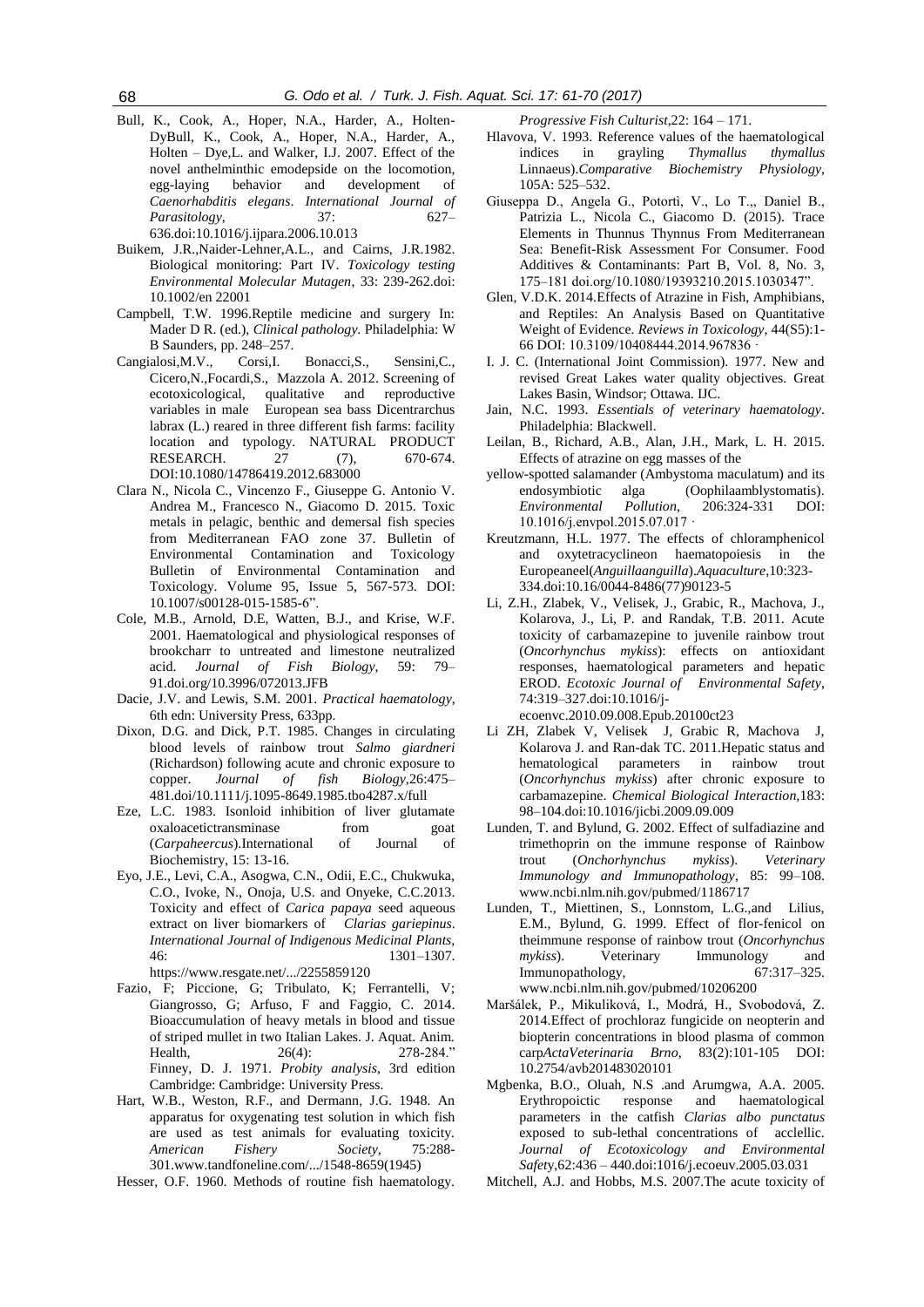Bull, K., Cook, A., Hoper, N.A., Harder, A., Holten-DyBull, K., Cook, A., Hoper, N.A., Harder, A., Holten – Dye,L. and Walker, I.J. 2007. Effect of the novel anthelminthic emodepside on the locomotion, egg-laying behavior and development of *Caenorhabditis elegans*. *International Journal of Parasitology*, 37: 627–636.doi:10.1016/j.ijpara.2006.10.013

Buikem, J.R.,Naider-Lehner,A.L., and Cairns, J.R.1982. Biological monitoring: Part IV. *Toxicology testing Environmental Molecular Mutagen*, 33: 239-262.doi: 10.1002/en 22001

Campbell, T.W. 1996.Reptile medicine and surgery In: Mader D R. (ed.), *Clinical pathology.* Philadelphia: W B Saunders, pp. 248–257.

Cangialosi,M.V., Corsi,I. Bonacci,S., Sensini,C., Cicero,N.,Focardi,S., Mazzola A. 2012. Screening of ecotoxicological, qualitative and reproductive variables in male European sea bass Dicentrarchus labrax (L.) reared in three different fish farms: facility location and typology. NATURAL PRODUCT RESEARCH. 27 (7), 670-674. DOI:10.1080/14786419.2012.683000

Clara N., Nicola C., Vincenzo F., Giuseppe G. Antonio V. Andrea M., Francesco N., Giacomo D. 2015. Toxic metals in pelagic, benthic and demersal fish species from Mediterranean FAO zone 37. Bulletin of Environmental Contamination and Toxicology Bulletin of Environmental Contamination and Toxicology. Volume 95, Issue 5, 567-573. DOI: 10.1007/s00128-015-1585-6".

Cole, M.B., Arnold, D.E, Watten, B.J., and Krise, W.F. 2001. Haematological and physiological responses of brookcharr to untreated and limestone neutralized acid. *Journal of Fish Biology*, 59: 79–91.doi.org/10.3996/072013.JFB

Dacie, J.V. and Lewis, S.M. 2001. *Practical haematology*, 6th edn: University Press, 633pp.

Dixon, D.G. and Dick, P.T. 1985. Changes in circulating blood levels of rainbow trout *Salmo giardneri* (Richardson) following acute and chronic exposure to copper. *Journal of fish Biology*,26:475–481.doi/10.1111/j.1095-8649.1985.tbo4287.x/full

Eze, L.C. 1983. Isonloid inhibition of liver glutamate oxaloacetictransminase from goat (*Carpaheercus*).International of Journal of Biochemistry, 15: 13-16.

Eyo, J.E., Levi, C.A., Asogwa, C.N., Odii, E.C., Chukwuka, C.O., Ivoke, N., Onoja, U.S. and Onyeke, C.C.2013. Toxicity and effect of *Carica papaya* seed aqueous extract on liver biomarkers of *Clarias gariepinus*. *International Journal of Indigenous Medicinal Plants*, 46: 1301–1307. https://www.resgate.net/.../2255859120

Fazio, F; Piccione, G; Tribulato, K; Ferrantelli, V; Giangrosso, G; Arfuso, F and Faggio, C. 2014. Bioaccumulation of heavy metals in blood and tissue of striped mullet in two Italian Lakes. J. Aquat. Anim. Health, 26(4): 278-284."

Finney, D. J. 1971. *Probity analysis*, 3rd edition Cambridge: Cambridge: University Press.

Hart, W.B., Weston, R.F., and Dermann, J.G. 1948. An apparatus for oxygenating test solution in which fish are used as test animals for evaluating toxicity. *American Fishery Society*, 75:288-301.www.tandfoneline.com/.../1548-8659(1945)

Hesser, O.F. 1960. Methods of routine fish haematology. *Progressive Fish Culturist*,22: 164 – 171.

Hlavova, V. 1993. Reference values of the haematological indices in grayling *Thymallus thymallus* Linnaeus).*Comparative Biochemistry Physiology*, 105A: 525–532.

Giuseppa D., Angela G., Potortì, V., Lo T.,, Daniel B., Patrizia L., Nicola C., Giacomo D. (2015). Trace Elements in Thunnus Thynnus From Mediterranean Sea: Benefit-Risk Assessment For Consumer. Food Additives & Contaminants: Part B, Vol. 8, No. 3, 175–181 doi.org/10.1080/19393210.2015.1030347".

Glen, V.D.K. 2014.Effects of Atrazine in Fish, Amphibians, and Reptiles: An Analysis Based on Quantitative Weight of Evidence. *Reviews in Toxicology*, 44(S5):1-66 DOI: 10.3109/10408444.2014.967836 ·

I. J. C. (International Joint Commission). 1977. New and revised Great Lakes water quality objectives. Great Lakes Basin, Windsor; Ottawa. IJC.

Jain, N.C. 1993. *Essentials of veterinary haematology*. Philadelphia: Blackwell.

Leilan, B., Richard, A.B., Alan, J.H., Mark, L. H. 2015. Effects of atrazine on egg masses of the yellow-spotted salamander (Ambystoma maculatum) and its endosymbiotic alga (Oophilaamblystomatis). *Environmental Pollution*, 206:324-331 DOI: 10.1016/j.envpol.2015.07.017 ·

Kreutzmann, H.L. 1977. The effects of chloramphenicol and oxytetracyclineon haematopoiesis in the Europeaneel(*Anguillaanguilla*).*Aquaculture*,10:323-334.doi:10.16/0044-8486(77)90123-5

Li, Z.H., Zlabek, V., Velisek, J., Grabic, R., Machova, J., Kolarova, J., Li, P. and Randak, T.B. 2011. Acute toxicity of carbamazepine to juvenile rainbow trout (*Oncorhynchus mykiss*): effects on antioxidant responses, haematological parameters and hepatic EROD. *Ecotoxic Journal of Environmental Safety*, 74:319–327.doi:10.1016/j-ecoenvc.2010.09.008.Epub.20100ct23

Li ZH, Zlabek V, Velisek J, Grabic R, Machova J, Kolarova J. and Ran-dak TC. 2011.Hepatic status and hematological parameters in rainbow trout (*Oncorhynchus mykiss*) after chronic exposure to carbamazepine. *Chemical Biological Interaction*,183: 98–104.doi:10.1016/jicbi.2009.09.009

Lunden, T. and Bylund, G. 2002. Effect of sulfadiazine and trimethoprin on the immune response of Rainbow trout (*Onchorhynchus mykiss*). *Veterinary Immunology and Immunopathology*, 85: 99–108. www.ncbi.nlm.nih.gov/pubmed/1186717

Lunden, T., Miettinen, S., Lonnstom, L.G.,and Lilius, E.M., Bylund, G. 1999. Effect of flor-fenicol on theimmune response of rainbow trout (*Oncorhynchus mykiss*). Veterinary Immunology and Immunopathology, 67:317–325. www.ncbi.nlm.nih.gov/pubmed/10206200

Maršálek, P., Mikuliková, I., Modrá, H., Svobodová, Z. 2014.Effect of prochloraz fungicide on neopterin and biopterin concentrations in blood plasma of common carp*ActaVeterinaria Brno*, 83(2):101-105 DOI: 10.2754/avb201483020101

Mgbenka, B.O., Oluah, N.S .and Arumgwa, A.A. 2005. Erythropoietic response and haematological parameters in the catfish *Clarias albo punctatus* exposed to sub-lethal concentrations of acclellic. *Journal of Ecotoxicology and Environmental Safety*,62:436 – 440.doi:1016/j.ecoeuv.2005.03.031

Mitchell, A.J. and Hobbs, M.S. 2007.The acute toxicity of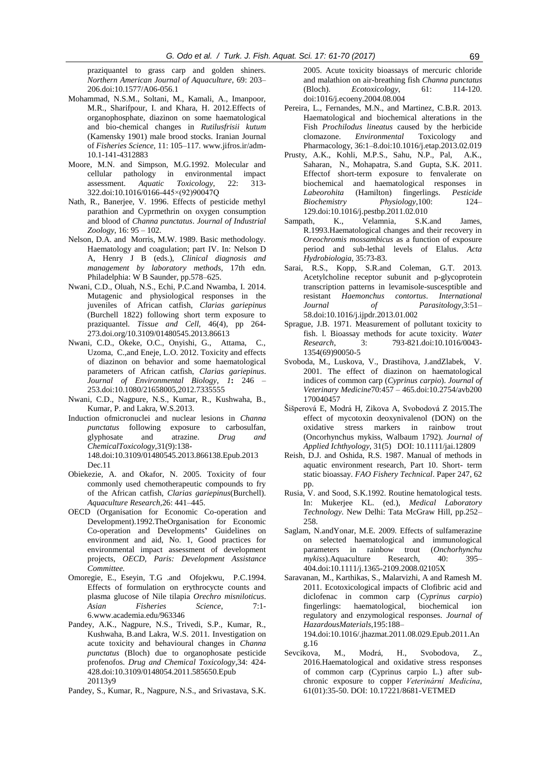praziquantel to grass carp and golden shiners. *Northern American Journal of Aquaculture*, 69: 203–206.doi:10.1577/A06-056.1

Mohammad, N.S.M., Soltani, M., Kamali, A., Imanpoor, M.R., Sharifpour, I. and Khara, H. 2012.Effects of organophosphate, diazinon on some haematological and bio-chemical changes in *Rutilusfrisii kutum* (Kamensky 1901) male brood stocks. Iranian Journal of *Fisheries Science,* 11: 105–117. www.jifros.ir/adm-10.1-141-4312883

Moore, M.N. and Simpson, M.G.1992. Molecular and cellular pathology in environmental impact assessment. *Aquatic Toxicology,* 22: 313-322.doi:10.1016/0166-445×(92)90047Q

Nath, R., Banerjee, V. 1996. Effects of pesticide methyl parathion and Cyprmethrin on oxygen consumption and blood of *Channa punctatus*. *Journal of Industrial Zoology*, 16: 95 – 102.

Nelson, D.A. and Morris, M.W. 1989. Basic methodology. Haematology and coagulation; part IV. In: Nelson D A, Henry J B (eds.), *Clinical diagnosis and management by laboratory methods*, 17th edn. Philadelphia: W B Saunder, pp.578–625.

Nwani, C.D., Oluah, N.S., Echi, P.C.and Nwamba, I. 2014. Mutagenic and physiological responses in the juveniles of African catfish, *Clarias gariepinus* (Burchell 1822) following short term exposure to praziquantel. *Tissue and Cell*, 46(4), pp 264-273.doi.org/10.3109/01480545.2013.86613

Nwani, C.D., Okeke, O.C., Onyishi, G., Attama, C., Uzoma, C.,and Eneje, L.O. 2012. Toxicity and effects of diazinon on behavior and some haematological parameters of African catfish, *Clarias gariepinus*. *Journal of Environmental Biology*, *1***:** 246 – 253.doi:10.1080/21658005,2012.7335555

Nwani, C.D., Nagpure, N.S., Kumar, R., Kushwaha, B., Kumar, P. and Lakra, W.S.2013. Induction ofmicronuclei and nuclear lesions in *Channa punctatus* following exposure to carbosulfan, glyphosate and atrazine. *Drug and ChemicalToxicology*,31(9):138-148.doi:10.3109/01480545.2013.866138.Epub.2013 Dec.11

Obiekezie, A. and Okafor, N. 2005. Toxicity of four commonly used chemotherapeutic compounds to fry of the African catfish, *Clarias gariepinus*(Burchell). *Aquaculture Research*,26: 441–445.

OECD (Organisation for Economic Co-operation and Development).1992.TheOrganisation for Economic Co-operation and Developments**'** Guidelines on environment and aid, No. 1, Good practices for environmental impact assessment of development projects, *OECD, Paris: Development Assistance Committee.*

Omoregie, E., Eseyin, T.G .and Ofojekwu, P.C.1994. Effects of formulation on erythrocyte counts and plasma glucose of Nile tilapia *Orechro misniloticus*. *Asian Fisheries Science*, 7:1-6.www.academia.edu/963346

Pandey, A.K., Nagpure, N.S., Trivedi, S.P., Kumar, R., Kushwaha, B.and Lakra, W.S. 2011. Investigation on acute toxicity and behavioural changes in *Channa punctatus* (Bloch) due to organophosate pesticide profenofos. *Drug and Chemical Toxicology*,34: 424-428.doi:10.3109/0148054.2011.585650.Epub 20113y9

Pandey, S., Kumar, R., Nagpure, N.S., and Srivastava, S.K. 2005. Acute toxicity bioassays of mercuric chloride and malathion on air-breathing fish *Channa punctatus* (Bloch). *Ecotoxicology*, 61: 114-120. doi:1016/j.ecoeny.2004.08.004

Pereira, L., Fernandes, M.N., and Martinez, C.B.R. 2013. Haematological and biochemical alterations in the Fish *Prochilodus lineatus* caused by the herbicide clomazone. *Environmental* Toxicology and Pharmacology, 36:1–8.doi:10.1016/j.etap.2013.02.019

Prusty, A.K., Kohli, M.P.S., Sahu, N.P., Pal, A.K., Saharan, N., Mohapatra, S.and Gupta, S.K. 2011. Effectof short-term exposure to fenvalerate on biochemical and haematological responses in *Labeorohita* (Hamilton) fingerlings. *Pesticide Biochemistry Physiology*,100: 124–129.doi:10.1016/j.pestbp.2011.02.010

Sampath, K., Velamnia, S.K.and James, R.1993.Haematological changes and their recovery in *Oreochromis mossambicus* as a function of exposure period and sub-lethal levels of Elalus. *Acta Hydrobiologia*, 35:73-83.

Sarai, R.S., Kopp, S.R.and Coleman, G.T. 2013. Acetylcholine receptor subunit and p-glycoprotein transcription patterns in levamisole-suscesptible and resistant *Haemonchus contortus*. *International Journal of Parasitology*,3:51–58.doi:10.1016/j.ijpdr.2013.01.002

Sprague, J.B. 1971. Measurement of pollutant toxicity to fish. l. Bioassay methods for acute toxicity. *Water Research*, 3: 793-821.doi:10.1016/0043-1354(69)90050-5

Svoboda, M., Luskova, V., Drastihova, J.andZlabek, V. 2001. The effect of diazinon on haematological indices of common carp (*Cyprinus carpio*). *Journal of Veterinary Medicine*70:457 – 465.doi:10.2754/avb200170040457

Šišperová E, Modrá H, Zikova A, Svobodová Z 2015.The effect of mycotoxin deoxynivalenol (DON) on the oxidative stress markers in rainbow trout (Oncorhynchus mykiss, Walbaum 1792). *Journal of Applied Ichthyology*, 31(5) DOI: 10.1111/jai.12809

Reish, D.J. and Oshida, R.S. 1987. Manual of methods in aquatic environment research, Part 10. Short- term static bioassay. *FAO Fishery Technical*. Paper 247, 62 pp.

Rusia, V. and Sood, S.K.1992. Routine hematological tests. In: Mukerjee KL. (ed.), *Medical Laboratory Technology*. New Delhi: Tata McGraw Hill, pp.252–258.

Saglam, N.andYonar, M.E. 2009. Effects of sulfamerazine on selected haematological and immunological parameters in rainbow trout (*Onchorhynchu mykiss*).Aquaculture Research, 40: 395–404.doi:10.1111/j.1365-2109.2008.02105X

Saravanan, M., Karthikas, S., Malarvizhi, A and Ramesh M. 2011. Ecotoxicological impacts of Clofibric acid and diclofenac in common carp (*Cyprinus carpio*) fingerlings: haematological, biochemical ion regulatory and enzymological responses. *Journal of HazardousMaterials*,195:188–194.doi:10.1016/.jhazmat.2011.08.029.Epub.2011.Ang.16

Sevcikova, M., Modrá, H., Svobodova, Z., 2016.Haematological and oxidative stress responses of common carp (Cyprinus carpio L.) after sub-chronic exposure to copper *Veterinární Medicína*, 61(01):35-50. DOI: 10.17221/8681-VETMED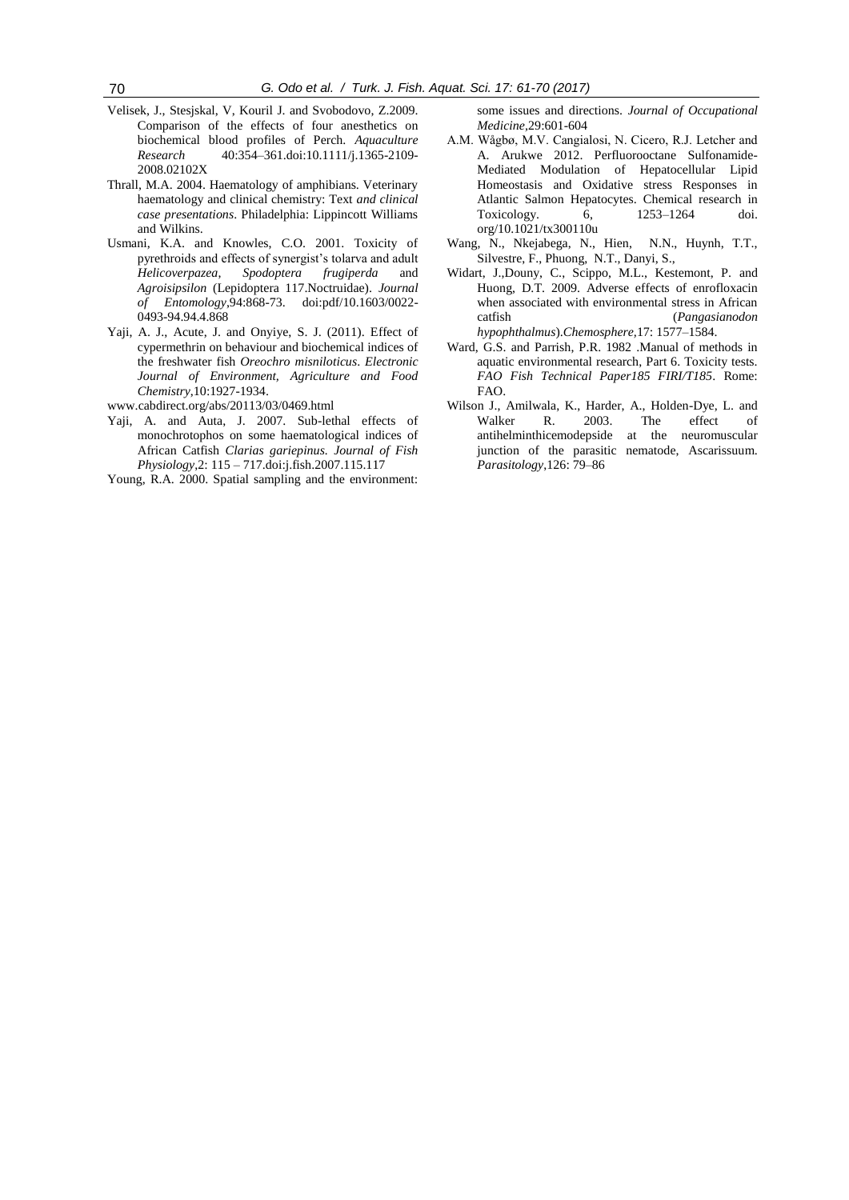Velisek, J., Stesjskal, V, Kouril J. and Svobodovo, Z.2009. Comparison of the effects of four anesthetics on biochemical blood profiles of Perch. *Aquaculture Research* 40:354–361.doi:10.1111/j.1365-2109-2008.02102X

Thrall, M.A. 2004. Haematology of amphibians. Veterinary haematology and clinical chemistry: Text *and clinical case presentations*. Philadelphia: Lippincott Williams and Wilkins.

Usmani, K.A. and Knowles, C.O. 2001. Toxicity of pyrethroids and effects of synergist's tolarva and adult *Helicoverpazea*, *Spodoptera frugiperda* and *Agroisipsilon* (Lepidoptera 117.Noctruidae). *Journal of Entomology*,94:868-73. doi:pdf/10.1603/0022-0493-94.94.4.868

Yaji, A. J., Acute, J. and Onyiye, S. J. (2011). Effect of cypermethrin on behaviour and biochemical indices of the freshwater fish *Oreochro misniloticus*. *Electronic Journal of Environment, Agriculture and Food Chemistry*,10:1927-1934.

www.cabdirect.org/abs/20113/03/0469.html

Yaji, A. and Auta, J. 2007. Sub-lethal effects of monochrotophos on some haematological indices of African Catfish *Clarias gariepinus. Journal of Fish Physiology*,2: 115 – 717.doi:j.fish.2007.115.117

Young, R.A. 2000. Spatial sampling and the environment: some issues and directions. *Journal of Occupational Medicine*,29:601-604

A.M. Wågbø, M.V. Cangialosi, N. Cicero, R.J. Letcher and A. Arukwe 2012. Perfluorooctane Sulfonamide-Mediated Modulation of Hepatocellular Lipid Homeostasis and Oxidative stress Responses in Atlantic Salmon Hepatocytes. Chemical research in Toxicology. 6, 1253–1264 doi. org/10.1021/tx300110u

Wang, N., Nkejabega, N., Hien, N.N., Huynh, T.T., Silvestre, F., Phuong, N.T., Danyi, S.,

Widart, J.,Douny, C., Scippo, M.L., Kestemont, P. and Huong, D.T. 2009. Adverse effects of enrofloxacin when associated with environmental stress in African catfish (*Pangasianodon hypophthalmus*).*Chemosphere*,17: 1577–1584.

Ward, G.S. and Parrish, P.R. 1982 .Manual of methods in aquatic environmental research, Part 6. Toxicity tests. *FAO Fish Technical Paper185 FIRI/T185*. Rome: FAO.

Wilson J., Amilwala, K., Harder, A., Holden-Dye, L. and Walker R. 2003. The effect of antihelminthicemodepside at the neuromuscular junction of the parasitic nematode, Ascarissuum. *Parasitology*,126: 79–86